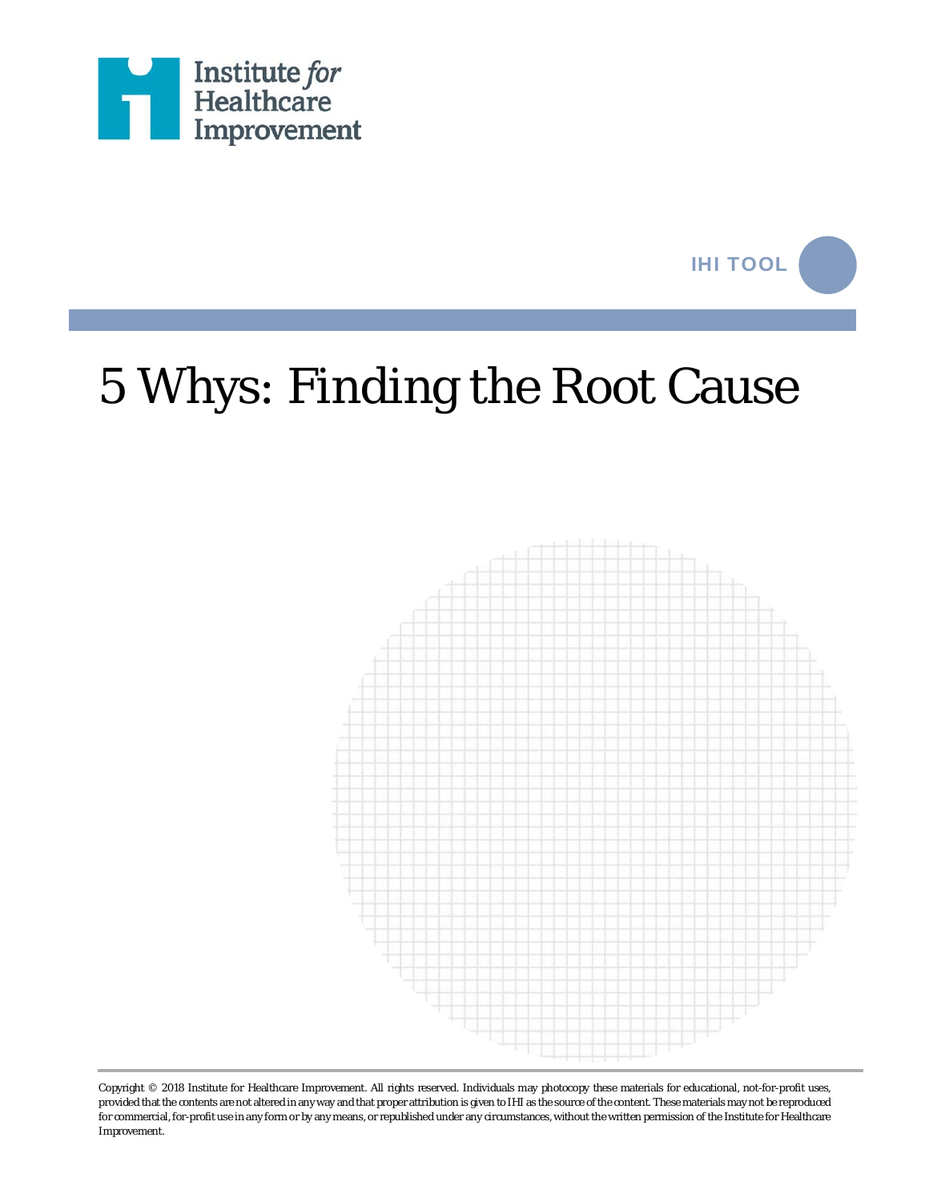Institute *for* Healthcare Improvement

IHI TOOL

# 5 Whys: Finding the Root Cause

Copyright © 2018 Institute for Healthcare Improvement. All rights reserved. Individuals may photocopy these materials for educational, not-for-profit uses, provided that the contents are not altered in any way and that proper attribution is given to IHI as the source of the content. These materials may not be reproduced for commercial, for-profit use in any form or by any means, or republished under any circumstances, without the written permission of the Institute for Healthcare Improvement.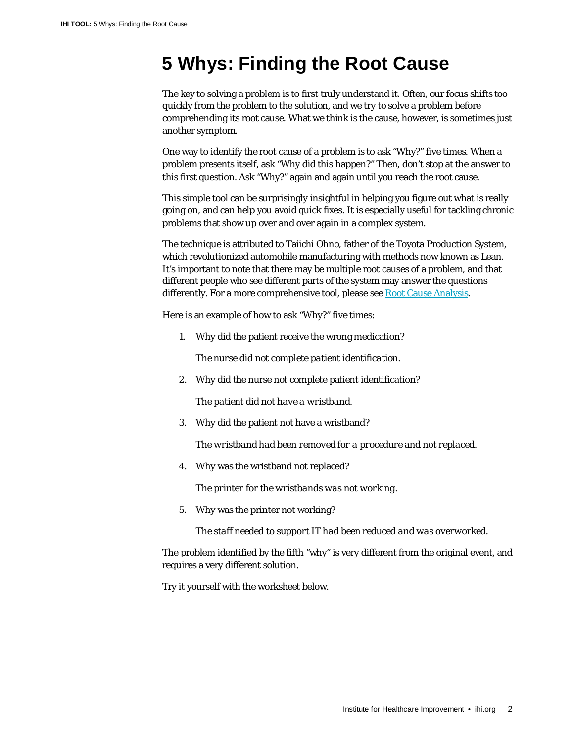# 5 Whys: Finding the Root Cause

The key to solving a problem is to first truly understand it. Often, our focus shifts too quickly from the problem to the solution, and we try to solve a problem before comprehending its root cause. What we think is the cause, however, is sometimes just another symptom.

One way to identify the root cause of a problem is to ask "Why?" five times. When a problem presents itself, ask "Why did this happen?" Then, don't stop at the answer to this first question. Ask "Why?" again and again until you reach the root cause.

This simple tool can be surprisingly insightful in helping you figure out what is really going on, and can help you avoid quick fixes. It is especially useful for tackling chronic problems that show up over and over again in a complex system.

The technique is attributed to Taiichi Ohno, father of the Toyota Production System, which revolutionized automobile manufacturing with methods now known as Lean. It's important to note that there may be multiple root causes of a problem, and that different people who see different parts of the system may answer the questions differently. For a more comprehensive tool, please see Root Cause Analysis.

Here is an example of how to ask "Why?" five times:

1. Why did the patient receive the wrong medication?

   *The nurse did not complete patient identification.*

2. Why did the nurse not complete patient identification?

   *The patient did not have a wristband.*

3. Why did the patient not have a wristband?

   *The wristband had been removed for a procedure and not replaced.*

4. Why was the wristband not replaced?

   *The printer for the wristbands was not working.*

5. Why was the printer not working?

   *The staff needed to support IT had been reduced and was overworked.*

The problem identified by the fifth "why" is very different from the original event, and requires a very different solution.

Try it yourself with the worksheet below.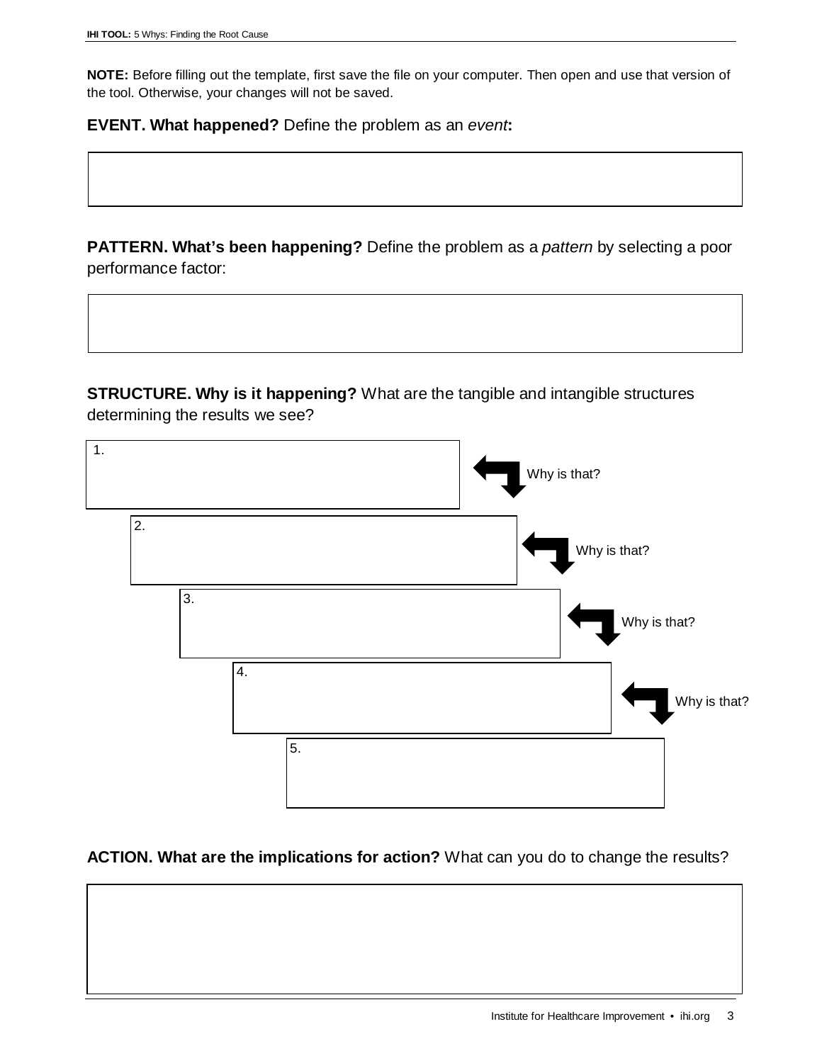**NOTE:** Before filling out the template, first save the file on your computer. Then open and use that version of the tool. Otherwise, your changes will not be saved.

**EVENT. What happened?** Define the problem as an *event*:

**PATTERN. What's been happening?** Define the problem as a *pattern* by selecting a poor performance factor:

**STRUCTURE. Why is it happening?** What are the tangible and intangible structures determining the results we see?

1.

Why is that?

2.

Why is that?

3.

Why is that?

4.

Why is that?

5.

**ACTION. What are the implications for action?** What can you do to change the results?